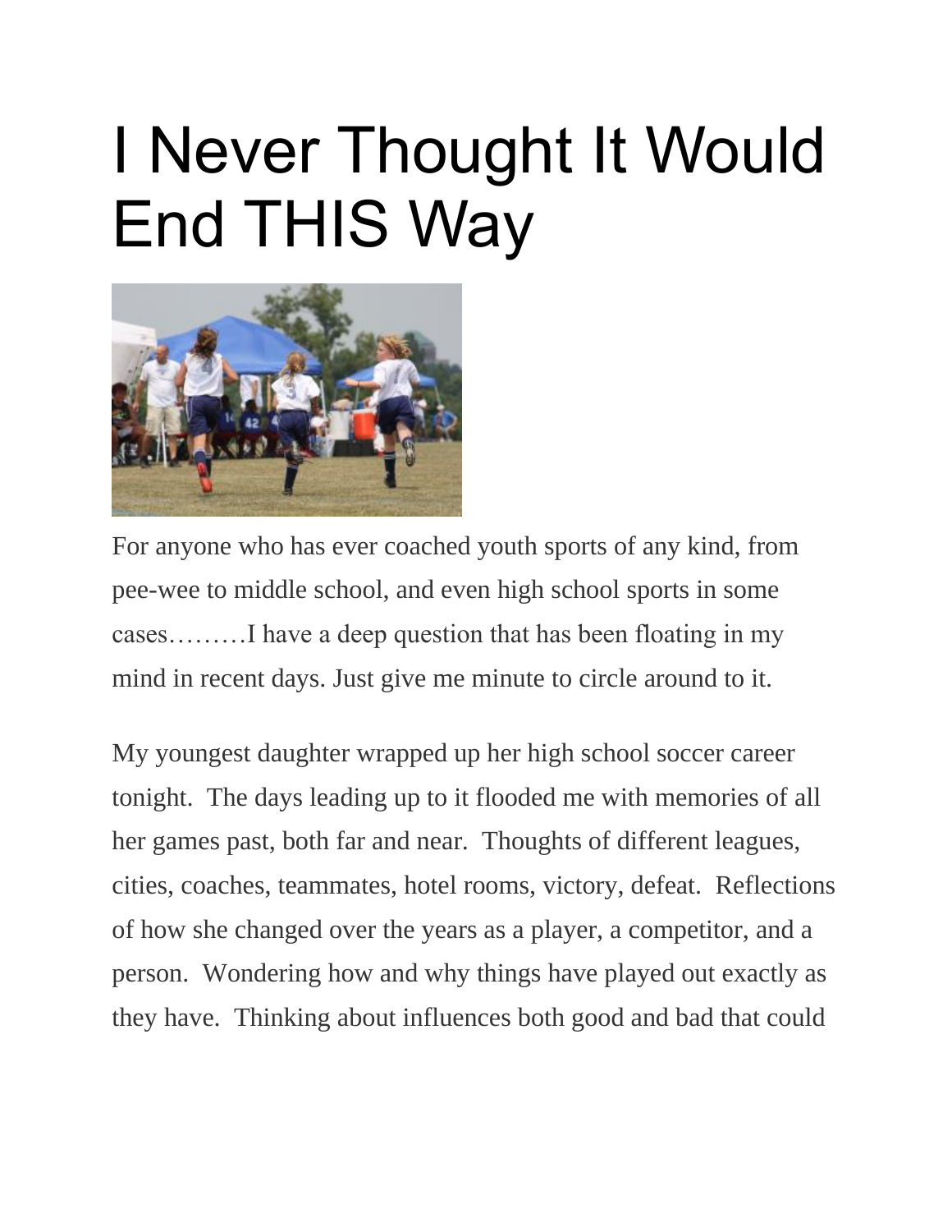# I Never Thought It Would End THIS Way

For anyone who has ever coached youth sports of any kind, from pee-wee to middle school, and even high school sports in some cases………I have a deep question that has been floating in my mind in recent days. Just give me minute to circle around to it.

My youngest daughter wrapped up her high school soccer career tonight. The days leading up to it flooded me with memories of all her games past, both far and near. Thoughts of different leagues, cities, coaches, teammates, hotel rooms, victory, defeat. Reflections of how she changed over the years as a player, a competitor, and a person. Wondering how and why things have played out exactly as they have. Thinking about influences both good and bad that could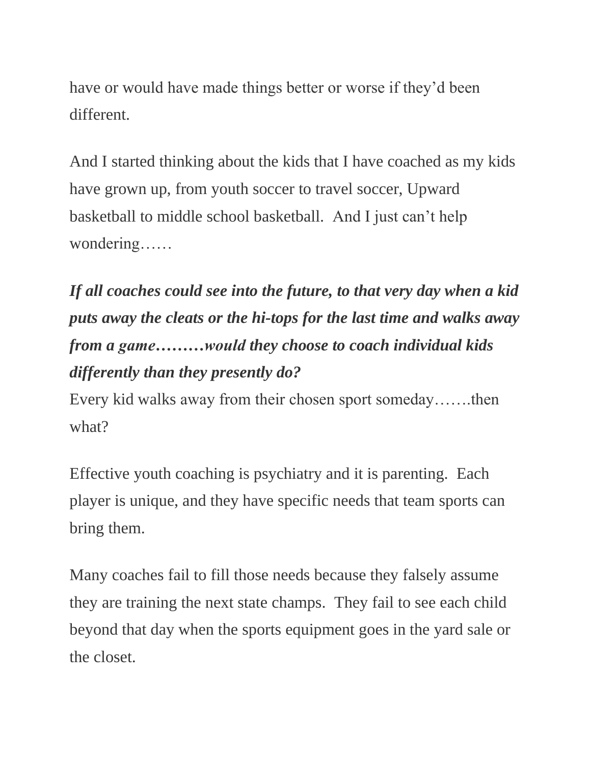have or would have made things better or worse if they'd been different.

And I started thinking about the kids that I have coached as my kids have grown up, from youth soccer to travel soccer, Upward basketball to middle school basketball.  And I just can't help wondering……

***If all coaches could see into the future, to that very day when a kid puts away the cleats or the hi-tops for the last time and walks away from a game………would they choose to coach individual kids differently than they presently do?***

Every kid walks away from their chosen sport someday…….then what?

Effective youth coaching is psychiatry and it is parenting.  Each player is unique, and they have specific needs that team sports can bring them.

Many coaches fail to fill those needs because they falsely assume they are training the next state champs.  They fail to see each child beyond that day when the sports equipment goes in the yard sale or the closet.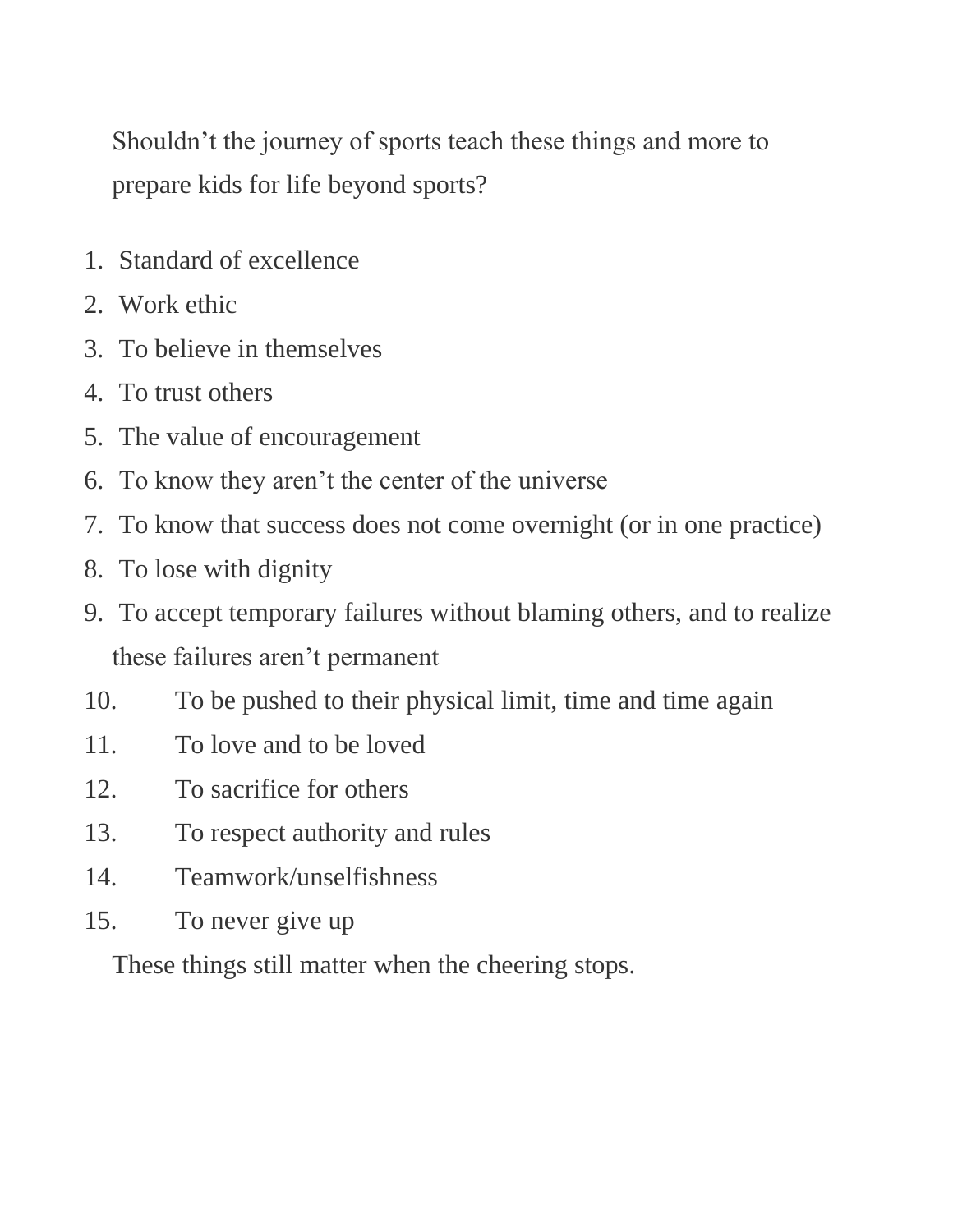Shouldn't the journey of sports teach these things and more to prepare kids for life beyond sports?

1. Standard of excellence
2. Work ethic
3. To believe in themselves
4. To trust others
5. The value of encouragement
6. To know they aren't the center of the universe
7. To know that success does not come overnight (or in one practice)
8. To lose with dignity
9. To accept temporary failures without blaming others, and to realize these failures aren't permanent
10. To be pushed to their physical limit, time and time again
11. To love and to be loved
12. To sacrifice for others
13. To respect authority and rules
14. Teamwork/unselfishness
15. To never give up

These things still matter when the cheering stops.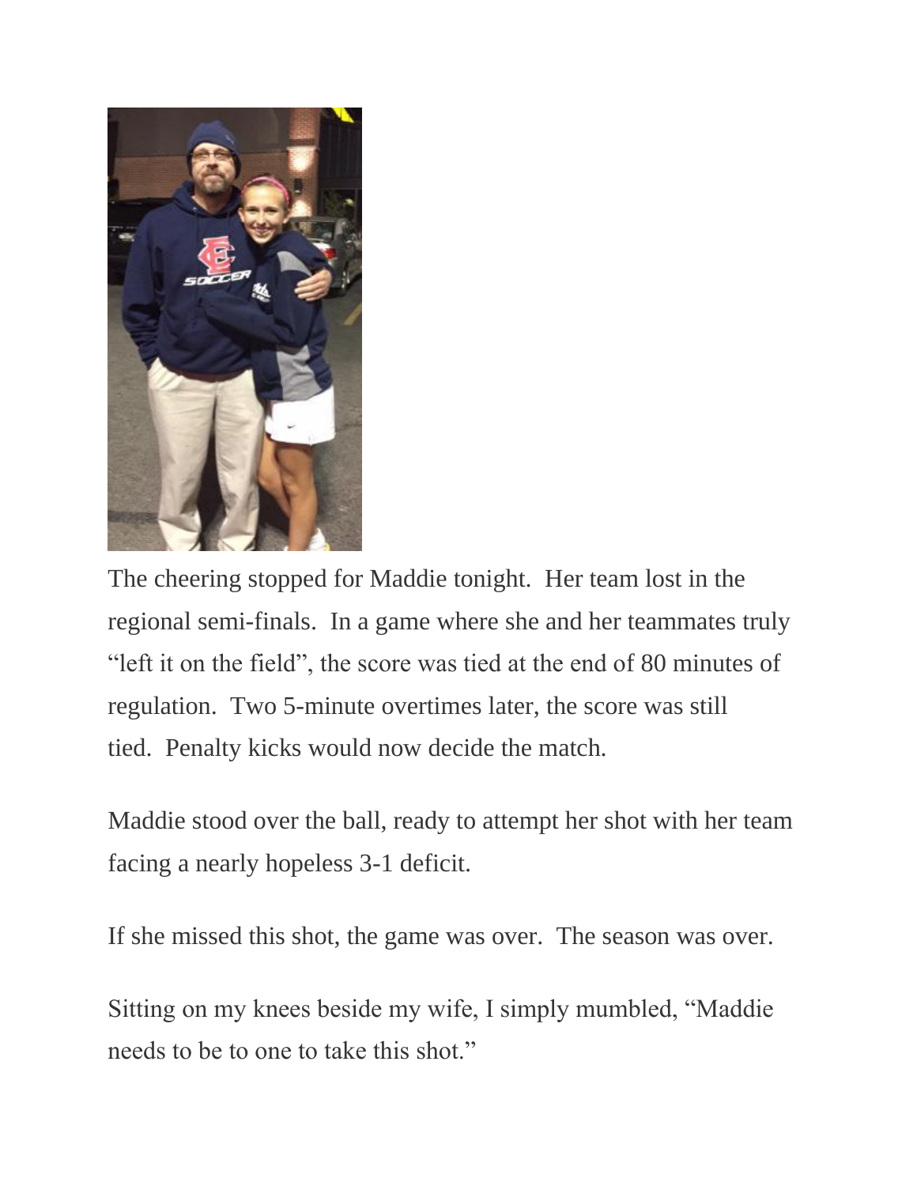The cheering stopped for Maddie tonight.  Her team lost in the regional semi-finals.  In a game where she and her teammates truly "left it on the field", the score was tied at the end of 80 minutes of regulation.  Two 5-minute overtimes later, the score was still tied.  Penalty kicks would now decide the match.

Maddie stood over the ball, ready to attempt her shot with her team facing a nearly hopeless 3-1 deficit.

If she missed this shot, the game was over.  The season was over.

Sitting on my knees beside my wife, I simply mumbled, "Maddie needs to be to one to take this shot."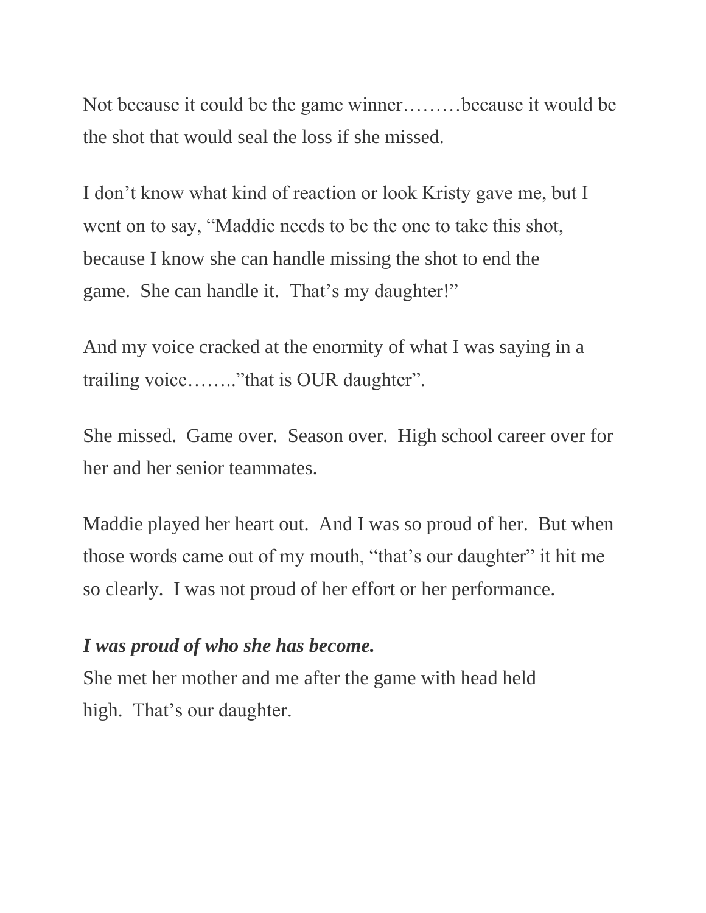Not because it could be the game winner………because it would be the shot that would seal the loss if she missed.

I don't know what kind of reaction or look Kristy gave me, but I went on to say, "Maddie needs to be the one to take this shot, because I know she can handle missing the shot to end the game.  She can handle it.  That's my daughter!"

And my voice cracked at the enormity of what I was saying in a trailing voice……..”that is OUR daughter”.

She missed.  Game over.  Season over.  High school career over for her and her senior teammates.

Maddie played her heart out.  And I was so proud of her.  But when those words came out of my mouth, "that's our daughter" it hit me so clearly.  I was not proud of her effort or her performance.

***I was proud of who she has become.***
She met her mother and me after the game with head held high.  That's our daughter.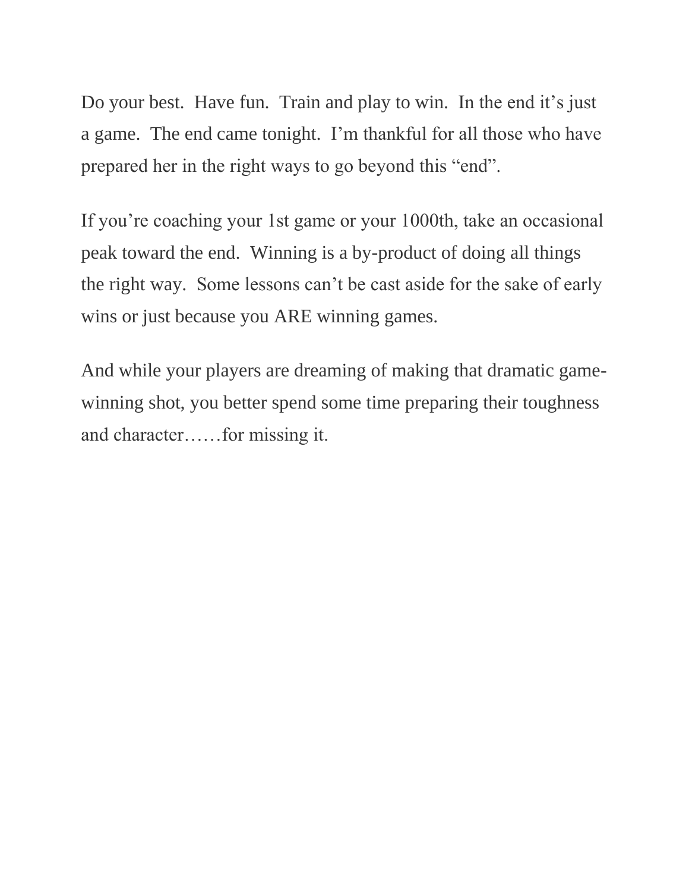Do your best.  Have fun.  Train and play to win.  In the end it's just a game.  The end came tonight.  I'm thankful for all those who have prepared her in the right ways to go beyond this "end".

If you're coaching your 1st game or your 1000th, take an occasional peak toward the end.  Winning is a by-product of doing all things the right way.  Some lessons can't be cast aside for the sake of early wins or just because you ARE winning games.

And while your players are dreaming of making that dramatic game-winning shot, you better spend some time preparing their toughness and character……for missing it.